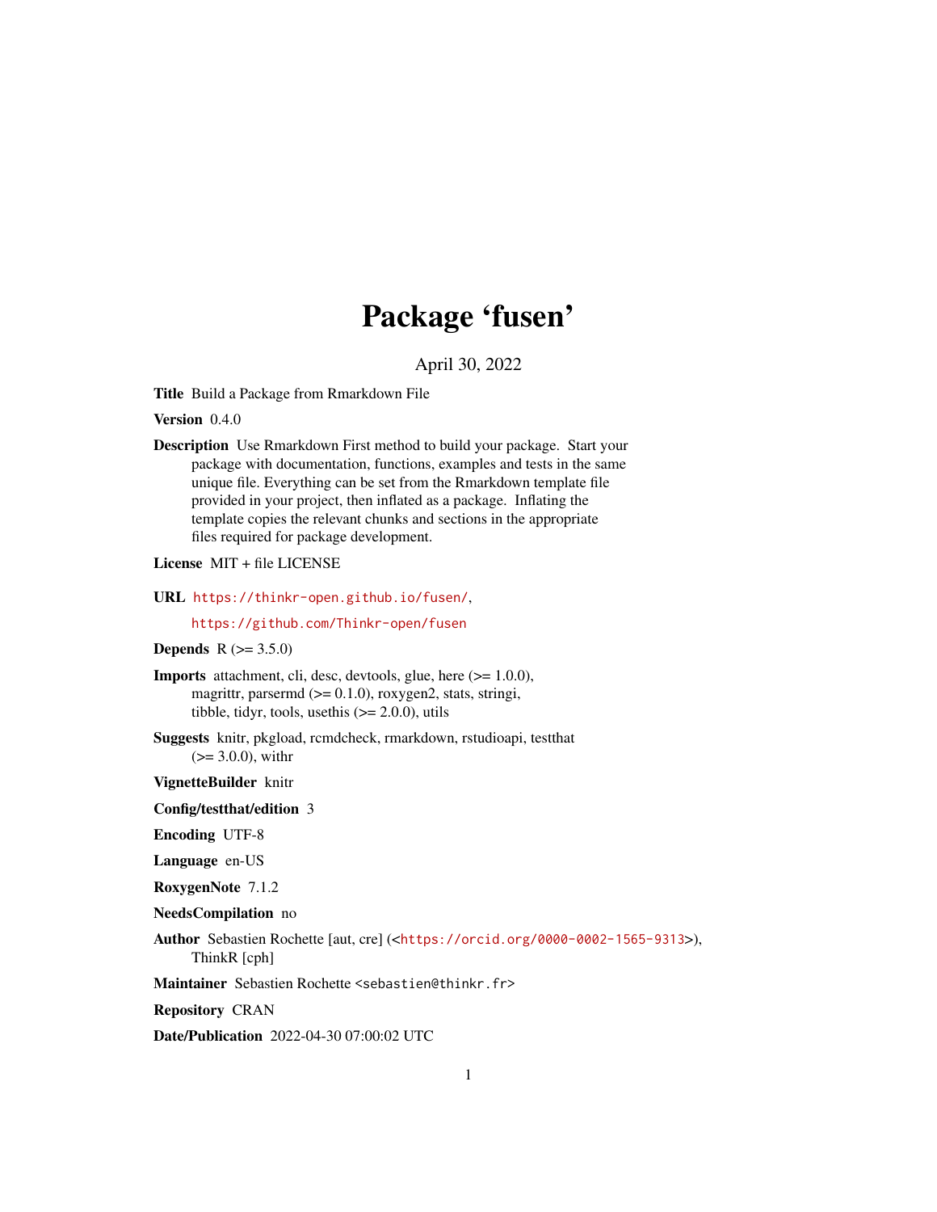# Package 'fusen'

April 30, 2022

**Title** Build a Package from Rmarkdown File

**Version** 0.4.0

**Description** Use Rmarkdown First method to build your package. Start your package with documentation, functions, examples and tests in the same unique file. Everything can be set from the Rmarkdown template file provided in your project, then inflated as a package. Inflating the template copies the relevant chunks and sections in the appropriate files required for package development.

**License** MIT + file LICENSE

**URL** https://thinkr-open.github.io/fusen/,
https://github.com/Thinkr-open/fusen

**Depends** R (>= 3.5.0)

**Imports** attachment, cli, desc, devtools, glue, here (>= 1.0.0), magrittr, parsermd (>= 0.1.0), roxygen2, stats, stringi, tibble, tidyr, tools, usethis (>= 2.0.0), utils

**Suggests** knitr, pkgload, rcmdcheck, rmarkdown, rstudioapi, testthat (>= 3.0.0), withr

**VignetteBuilder** knitr

**Config/testthat/edition** 3

**Encoding** UTF-8

**Language** en-US

**RoxygenNote** 7.1.2

**NeedsCompilation** no

**Author** Sebastien Rochette [aut, cre] (<https://orcid.org/0000-0002-1565-9313>), ThinkR [cph]

**Maintainer** Sebastien Rochette <sebastien@thinkr.fr>

**Repository** CRAN

**Date/Publication** 2022-04-30 07:00:02 UTC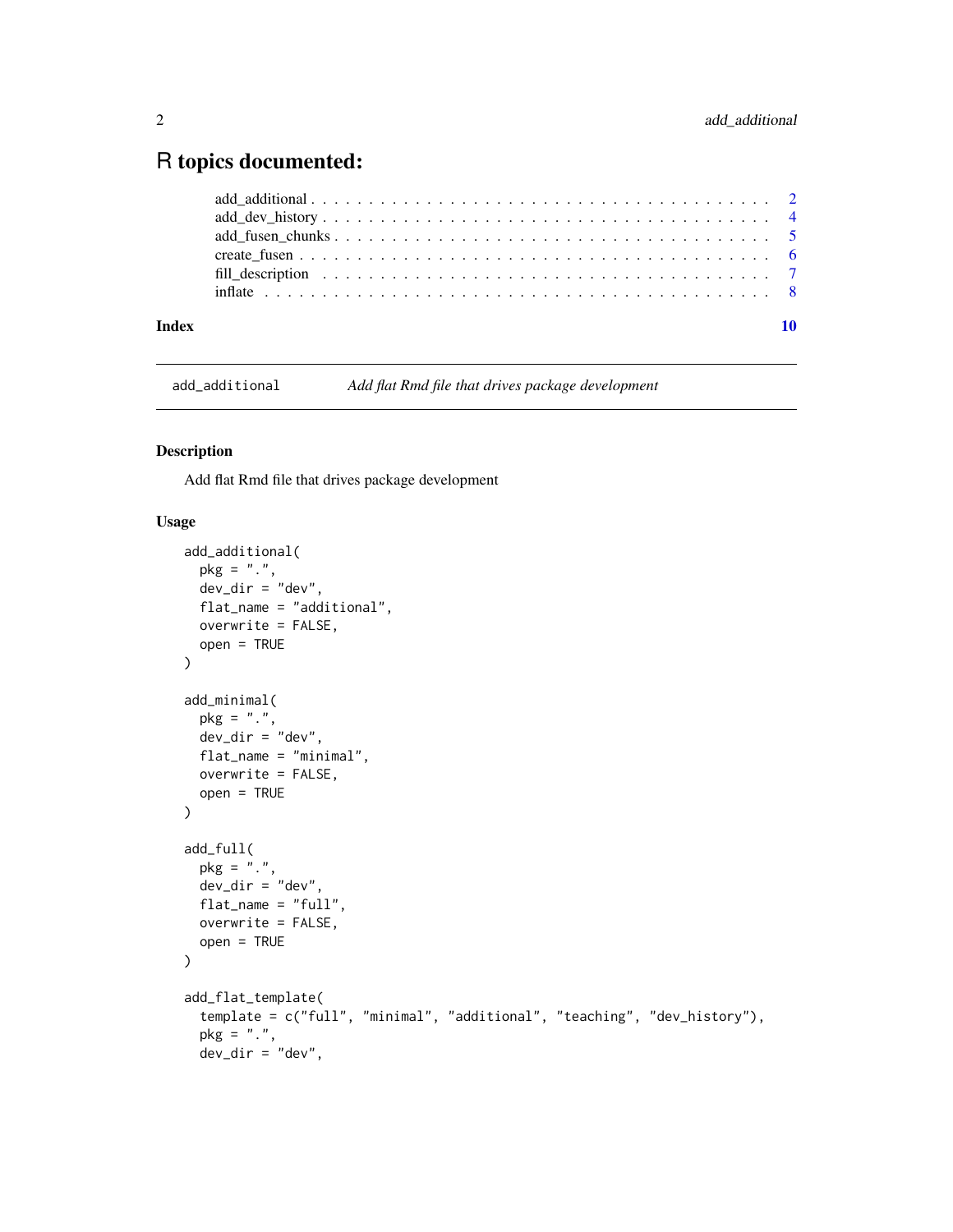# R topics documented:

- add_additional . . . . . . . . . . . . . . . . . . . . . . . . . . . . . . . . . . . . 2
- add_dev_history . . . . . . . . . . . . . . . . . . . . . . . . . . . . . . . . . . . . 4
- add_fusen_chunks . . . . . . . . . . . . . . . . . . . . . . . . . . . . . . . . . . . 5
- create_fusen . . . . . . . . . . . . . . . . . . . . . . . . . . . . . . . . . . . . . 6
- fill_description . . . . . . . . . . . . . . . . . . . . . . . . . . . . . . . . . . . 7
- inflate . . . . . . . . . . . . . . . . . . . . . . . . . . . . . . . . . . . . . . . . 8

**Index** 10

---

`add_additional` *Add flat Rmd file that drives package development*

---

### Description

Add flat Rmd file that drives package development

### Usage

```
add_additional(
  pkg = ".",
  dev_dir = "dev",
  flat_name = "additional",
  overwrite = FALSE,
  open = TRUE
)

add_minimal(
  pkg = ".",
  dev_dir = "dev",
  flat_name = "minimal",
  overwrite = FALSE,
  open = TRUE
)

add_full(
  pkg = ".",
  dev_dir = "dev",
  flat_name = "full",
  overwrite = FALSE,
  open = TRUE
)

add_flat_template(
  template = c("full", "minimal", "additional", "teaching", "dev_history"),
  pkg = ".",
  dev_dir = "dev",
```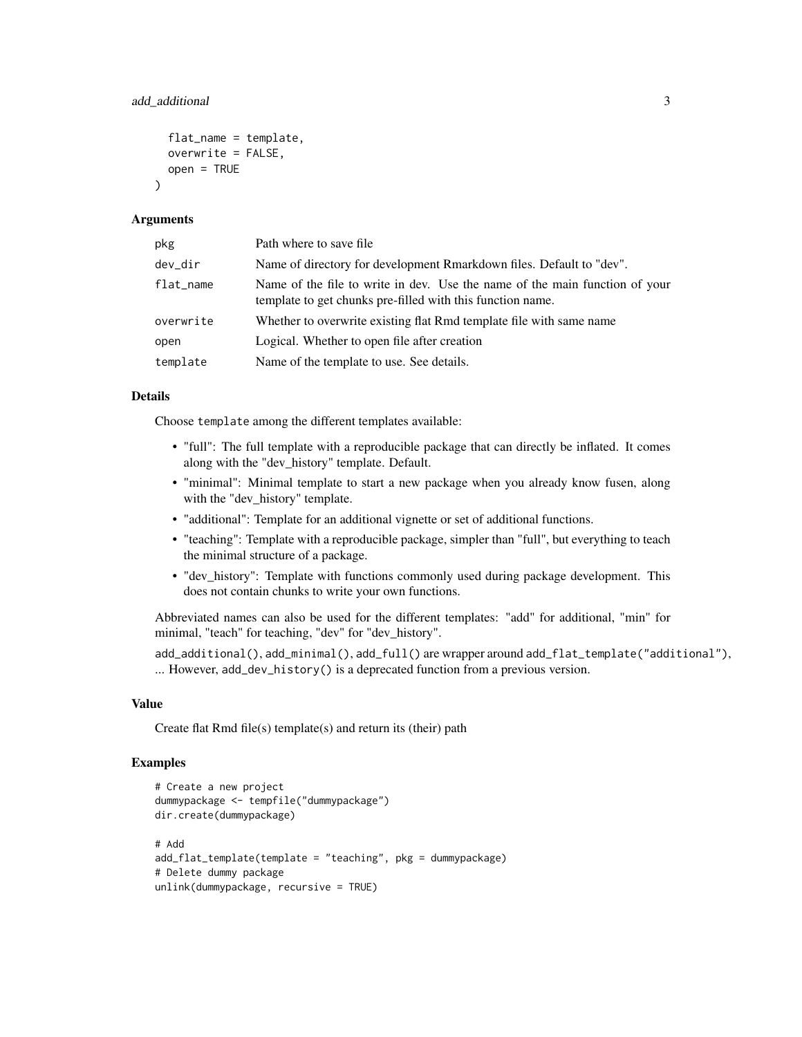```
  flat_name = template,
  overwrite = FALSE,
  open = TRUE
)
```

### Arguments

| | |
|---|---|
| pkg | Path where to save file |
| dev_dir | Name of directory for development Rmarkdown files. Default to "dev". |
| flat_name | Name of the file to write in dev. Use the name of the main function of your template to get chunks pre-filled with this function name. |
| overwrite | Whether to overwrite existing flat Rmd template file with same name |
| open | Logical. Whether to open file after creation |
| template | Name of the template to use. See details. |

### Details

Choose `template` among the different templates available:

- "full": The full template with a reproducible package that can directly be inflated. It comes along with the "dev_history" template. Default.
- "minimal": Minimal template to start a new package when you already know fusen, along with the "dev_history" template.
- "additional": Template for an additional vignette or set of additional functions.
- "teaching": Template with a reproducible package, simpler than "full", but everything to teach the minimal structure of a package.
- "dev_history": Template with functions commonly used during package development. This does not contain chunks to write your own functions.

Abbreviated names can also be used for the different templates: "add" for additional, "min" for minimal, "teach" for teaching, "dev" for "dev_history".

`add_additional()`, `add_minimal()`, `add_full()` are wrapper around `add_flat_template("additional")`, ... However, `add_dev_history()` is a deprecated function from a previous version.

### Value

Create flat Rmd file(s) template(s) and return its (their) path

### Examples

```
# Create a new project
dummypackage <- tempfile("dummypackage")
dir.create(dummypackage)

# Add
add_flat_template(template = "teaching", pkg = dummypackage)
# Delete dummy package
unlink(dummypackage, recursive = TRUE)
```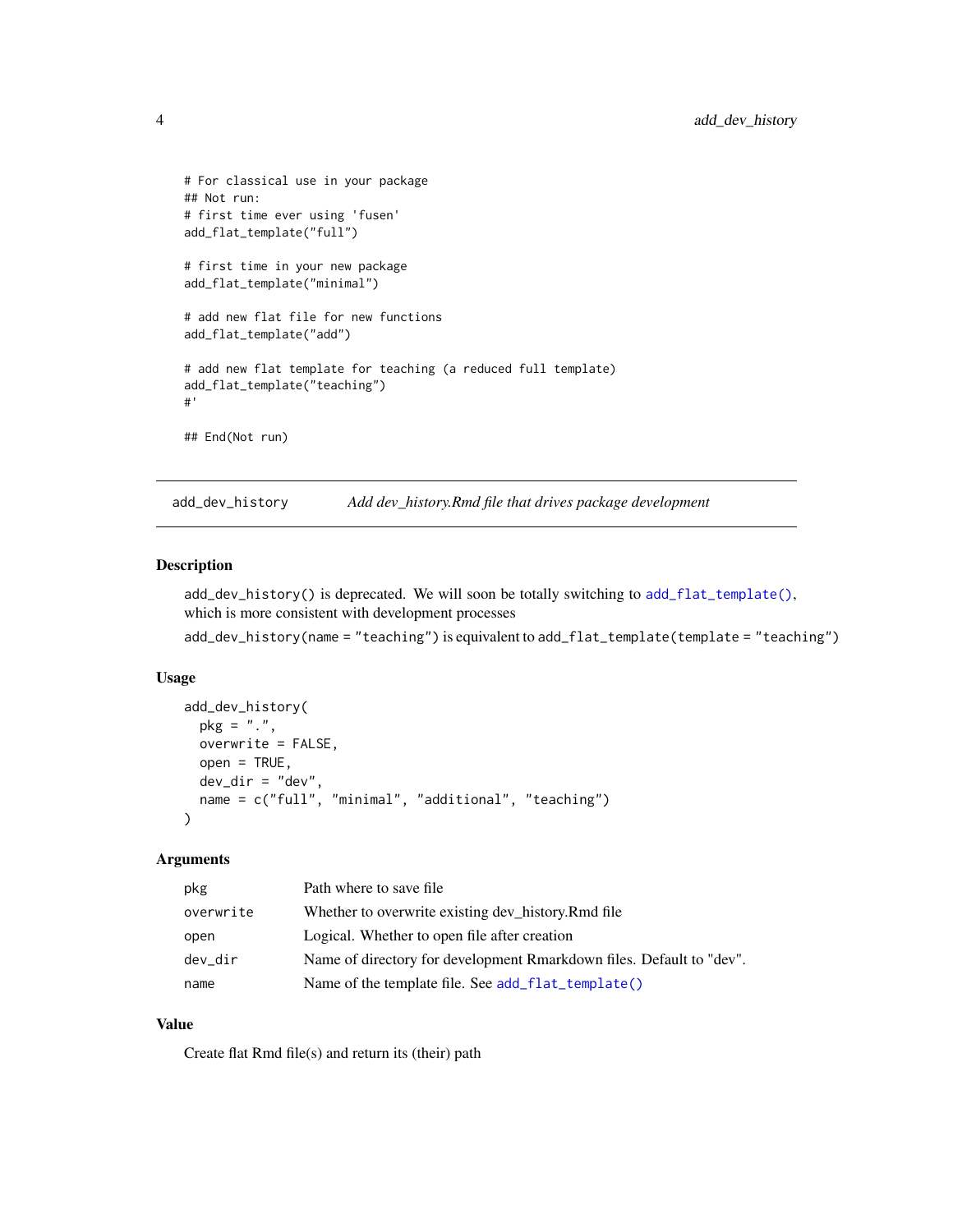```
# For classical use in your package
## Not run:
# first time ever using 'fusen'
add_flat_template("full")

# first time in your new package
add_flat_template("minimal")

# add new flat file for new functions
add_flat_template("add")

# add new flat template for teaching (a reduced full template)
add_flat_template("teaching")
#'

## End(Not run)
```

---

## add_dev_history — *Add dev_history.Rmd file that drives package development*

---

### Description

`add_dev_history()` is deprecated. We will soon be totally switching to `add_flat_template()`, which is more consistent with development processes

`add_dev_history(name = "teaching")` is equivalent to `add_flat_template(template = "teaching")`

### Usage

```
add_dev_history(
  pkg = ".",
  overwrite = FALSE,
  open = TRUE,
  dev_dir = "dev",
  name = c("full", "minimal", "additional", "teaching")
)
```

### Arguments

| | |
|---|---|
| `pkg` | Path where to save file |
| `overwrite` | Whether to overwrite existing dev_history.Rmd file |
| `open` | Logical. Whether to open file after creation |
| `dev_dir` | Name of directory for development Rmarkdown files. Default to "dev". |
| `name` | Name of the template file. See `add_flat_template()` |

### Value

Create flat Rmd file(s) and return its (their) path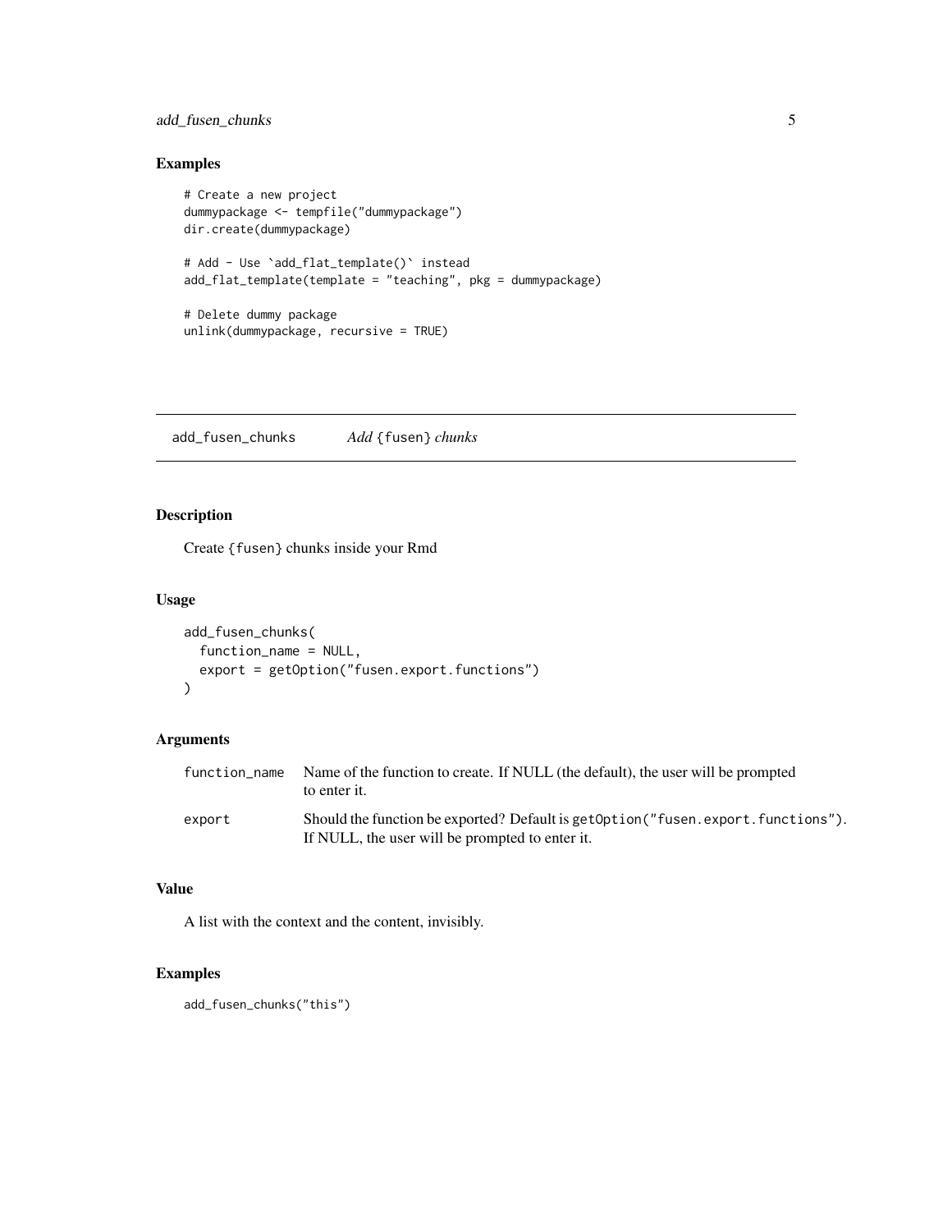## Examples

```
# Create a new project
dummypackage <- tempfile("dummypackage")
dir.create(dummypackage)

# Add - Use `add_flat_template()` instead
add_flat_template(template = "teaching", pkg = dummypackage)

# Delete dummy package
unlink(dummypackage, recursive = TRUE)
```

# add_fusen_chunks    *Add* {fusen} *chunks*

## Description

Create {fusen} chunks inside your Rmd

## Usage

```
add_fusen_chunks(
  function_name = NULL,
  export = getOption("fusen.export.functions")
)
```

## Arguments

| | |
|---|---|
| function_name | Name of the function to create. If NULL (the default), the user will be prompted to enter it. |
| export | Should the function be exported? Default is getOption("fusen.export.functions"). If NULL, the user will be prompted to enter it. |

## Value

A list with the context and the content, invisibly.

## Examples

```
add_fusen_chunks("this")
```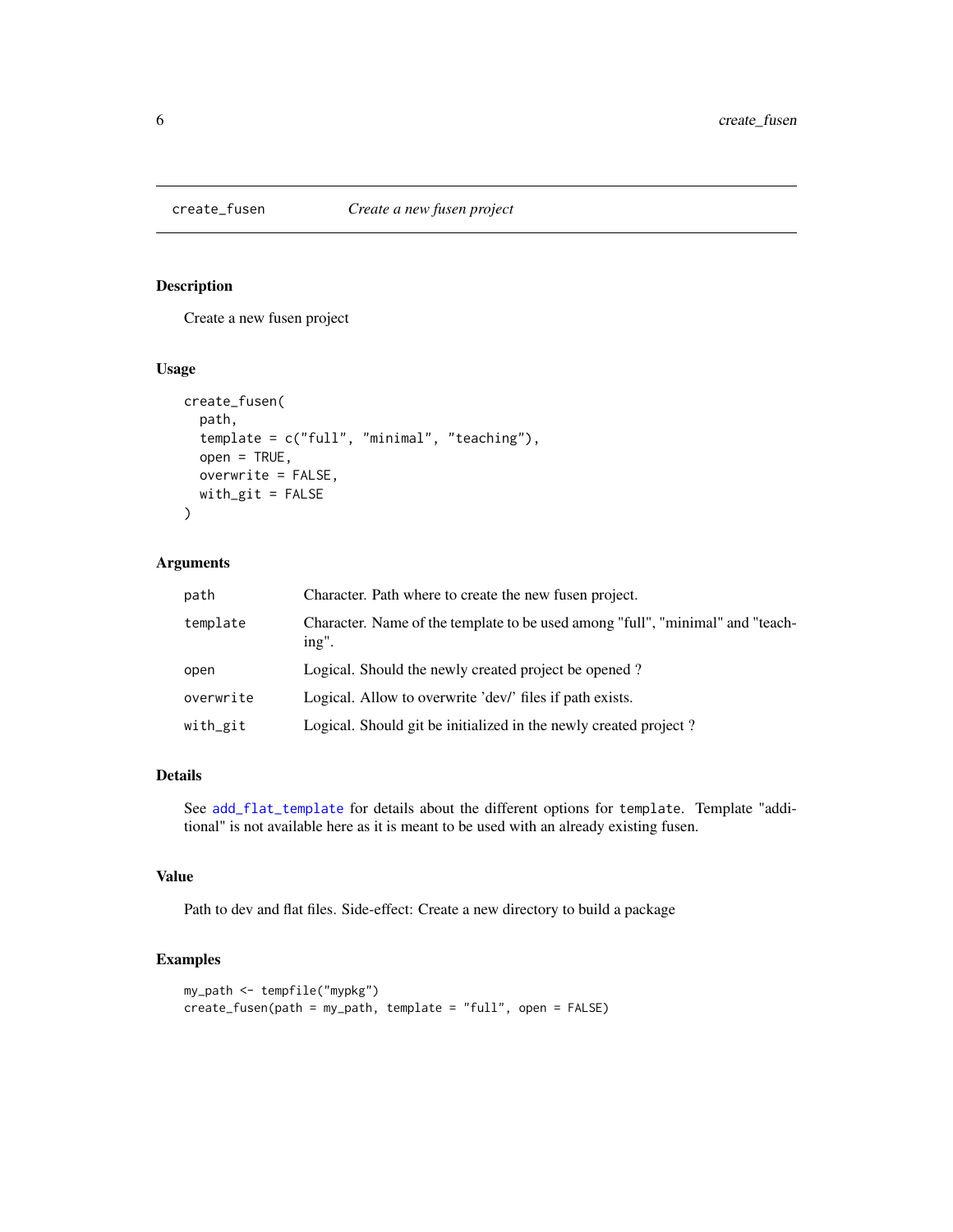## create_fusen *Create a new fusen project*

### Description

Create a new fusen project

### Usage

```
create_fusen(
  path,
  template = c("full", "minimal", "teaching"),
  open = TRUE,
  overwrite = FALSE,
  with_git = FALSE
)
```

### Arguments

| | |
|---|---|
| `path` | Character. Path where to create the new fusen project. |
| `template` | Character. Name of the template to be used among "full", "minimal" and "teaching". |
| `open` | Logical. Should the newly created project be opened ? |
| `overwrite` | Logical. Allow to overwrite 'dev/' files if path exists. |
| `with_git` | Logical. Should git be initialized in the newly created project ? |

### Details

See `add_flat_template` for details about the different options for `template`. Template "additional" is not available here as it is meant to be used with an already existing fusen.

### Value

Path to dev and flat files. Side-effect: Create a new directory to build a package

### Examples

```
my_path <- tempfile("mypkg")
create_fusen(path = my_path, template = "full", open = FALSE)
```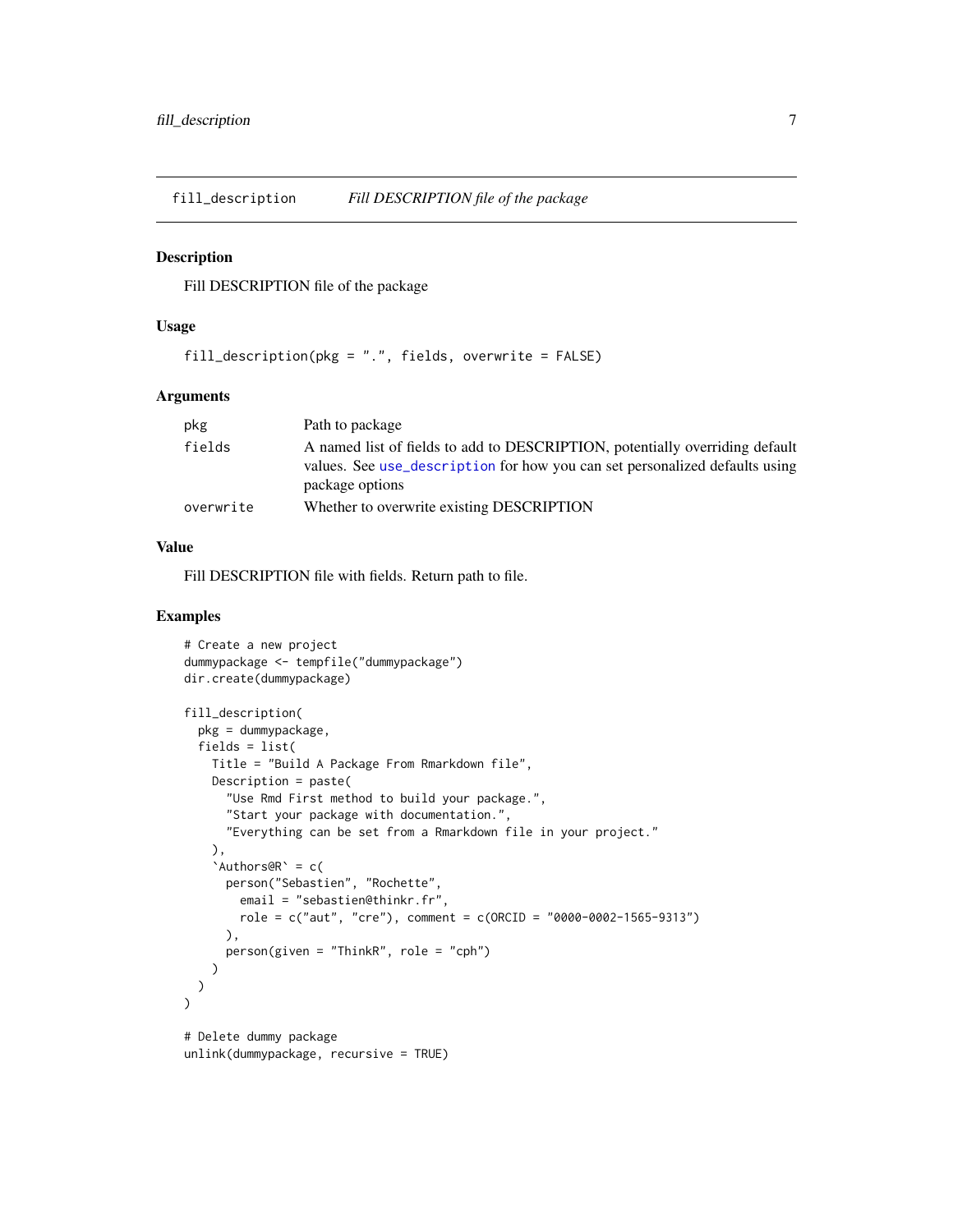## fill_description — *Fill DESCRIPTION file of the package*

### Description

Fill DESCRIPTION file of the package

### Usage

```
fill_description(pkg = ".", fields, overwrite = FALSE)
```

### Arguments

| | |
|---|---|
| `pkg` | Path to package |
| `fields` | A named list of fields to add to DESCRIPTION, potentially overriding default values. See `use_description` for how you can set personalized defaults using package options |
| `overwrite` | Whether to overwrite existing DESCRIPTION |

### Value

Fill DESCRIPTION file with fields. Return path to file.

### Examples

```
# Create a new project
dummypackage <- tempfile("dummypackage")
dir.create(dummypackage)

fill_description(
  pkg = dummypackage,
  fields = list(
    Title = "Build A Package From Rmarkdown file",
    Description = paste(
      "Use Rmd First method to build your package.",
      "Start your package with documentation.",
      "Everything can be set from a Rmarkdown file in your project."
    ),
    `Authors@R` = c(
      person("Sebastien", "Rochette",
        email = "sebastien@thinkr.fr",
        role = c("aut", "cre"), comment = c(ORCID = "0000-0002-1565-9313")
      ),
      person(given = "ThinkR", role = "cph")
    )
  )
)

# Delete dummy package
unlink(dummypackage, recursive = TRUE)
```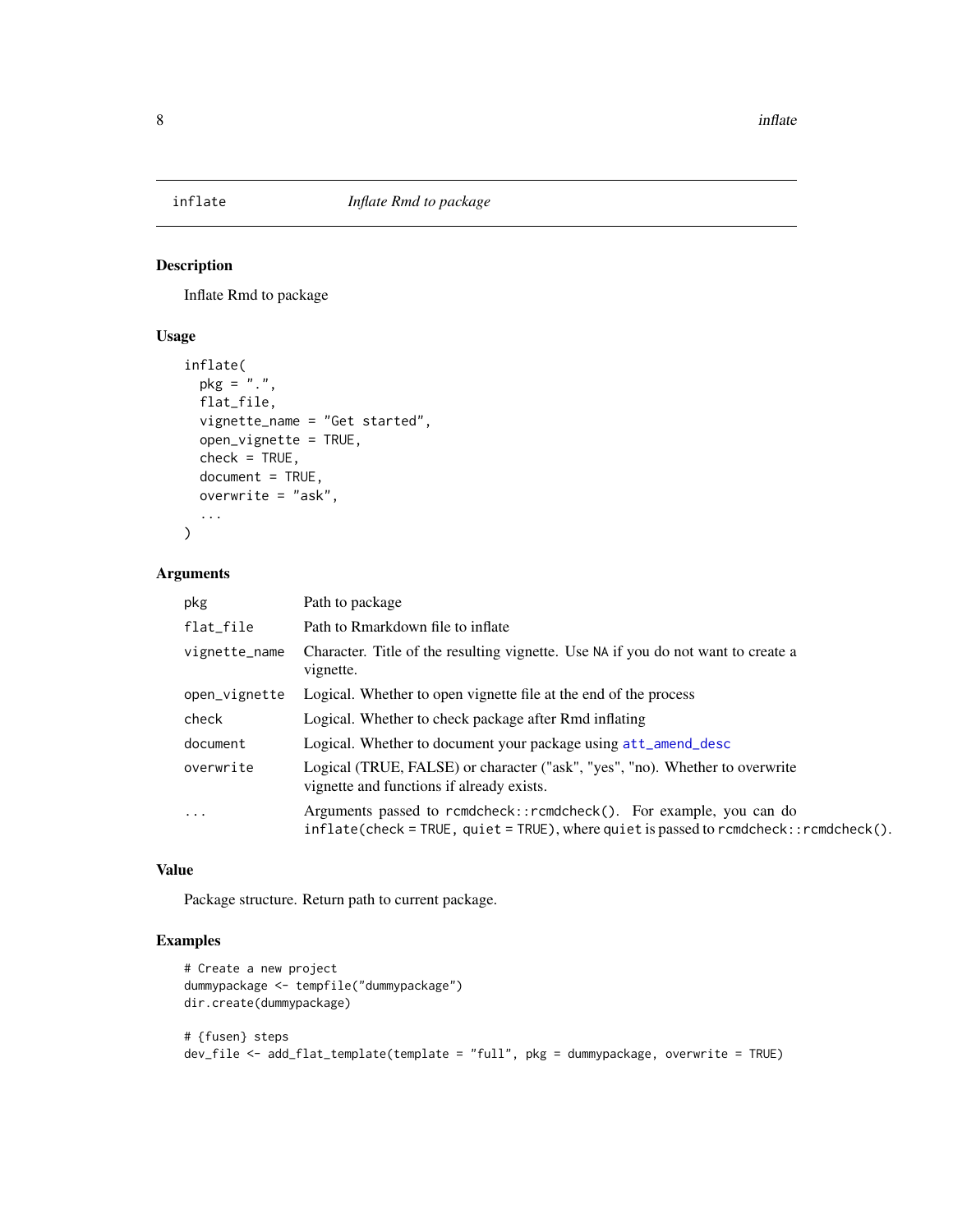# inflate — *Inflate Rmd to package*

## Description

Inflate Rmd to package

## Usage

```
inflate(
  pkg = ".",
  flat_file,
  vignette_name = "Get started",
  open_vignette = TRUE,
  check = TRUE,
  document = TRUE,
  overwrite = "ask",
  ...
)
```

## Arguments

| | |
|---|---|
| `pkg` | Path to package |
| `flat_file` | Path to Rmarkdown file to inflate |
| `vignette_name` | Character. Title of the resulting vignette. Use `NA` if you do not want to create a vignette. |
| `open_vignette` | Logical. Whether to open vignette file at the end of the process |
| `check` | Logical. Whether to check package after Rmd inflating |
| `document` | Logical. Whether to document your package using `att_amend_desc` |
| `overwrite` | Logical (TRUE, FALSE) or character ("ask", "yes", "no). Whether to overwrite vignette and functions if already exists. |
| `...` | Arguments passed to `rcmdcheck::rcmdcheck()`. For example, you can do `inflate(check = TRUE, quiet = TRUE)`, where `quiet` is passed to `rcmdcheck::rcmdcheck()`. |

## Value

Package structure. Return path to current package.

## Examples

```
# Create a new project
dummypackage <- tempfile("dummypackage")
dir.create(dummypackage)

# {fusen} steps
dev_file <- add_flat_template(template = "full", pkg = dummypackage, overwrite = TRUE)
```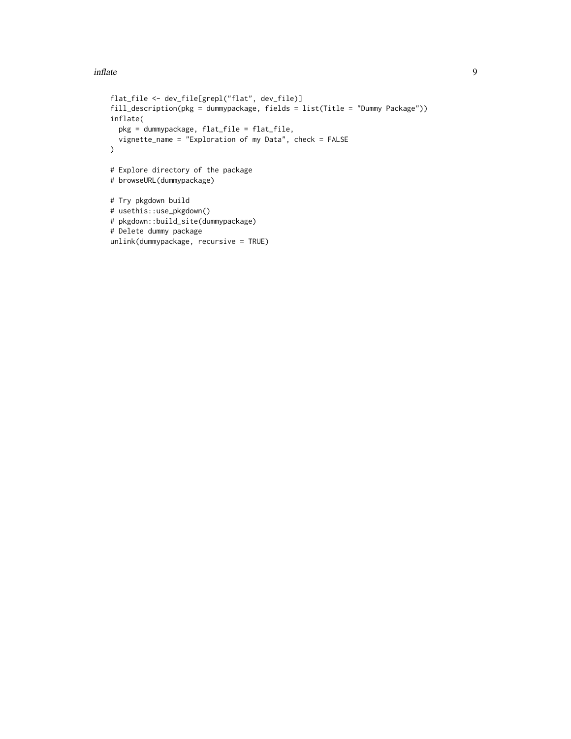```
flat_file <- dev_file[grepl("flat", dev_file)]
fill_description(pkg = dummypackage, fields = list(Title = "Dummy Package"))
inflate(
  pkg = dummypackage, flat_file = flat_file,
  vignette_name = "Exploration of my Data", check = FALSE
)

# Explore directory of the package
# browseURL(dummypackage)

# Try pkgdown build
# usethis::use_pkgdown()
# pkgdown::build_site(dummypackage)
# Delete dummy package
unlink(dummypackage, recursive = TRUE)
```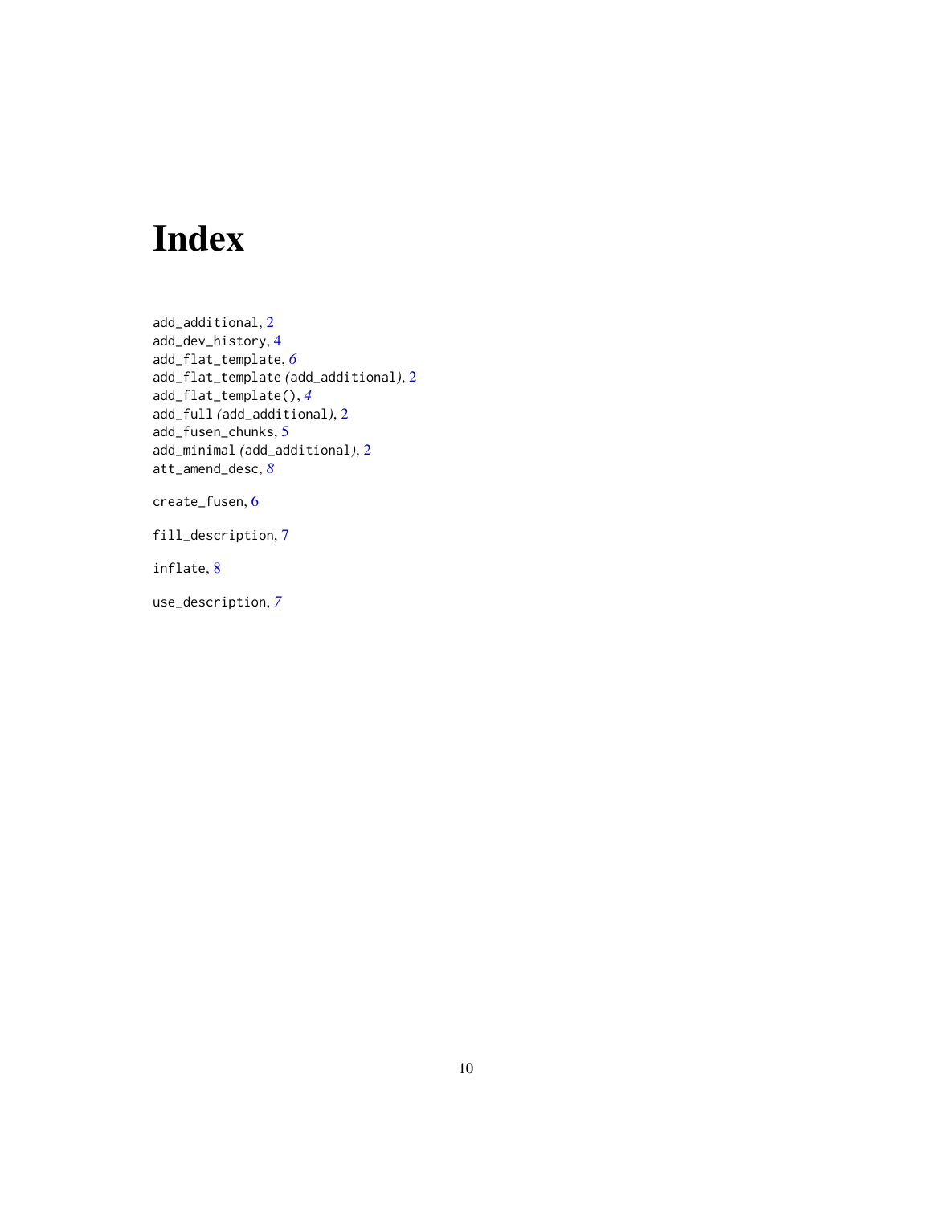# Index

add_additional, 2
add_dev_history, 4
add_flat_template, *6*
add_flat_template (add_additional), 2
add_flat_template(), *4*
add_full (add_additional), 2
add_fusen_chunks, 5
add_minimal (add_additional), 2
att_amend_desc, *8*

create_fusen, 6

fill_description, 7

inflate, 8

use_description, *7*